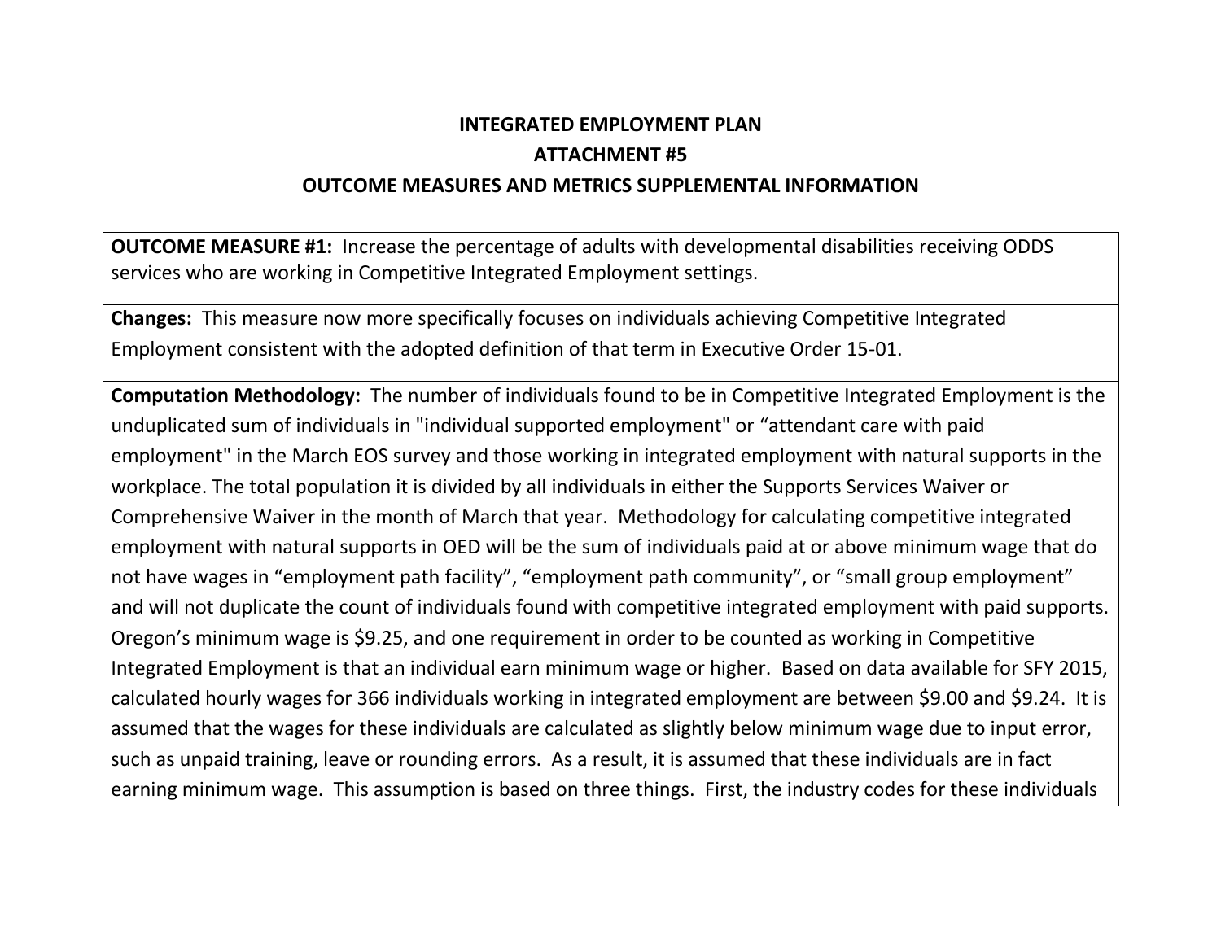# INTEGRATED EMPLOYMENT PLAN

## ATTACHMENT #5

## OUTCOME MEASURES AND METRICS SUPPLEMENTAL INFORMATION

**OUTCOME MEASURE #1:** Increase the percentage of adults with developmental disabilities receiving ODDS services who are working in Competitive Integrated Employment settings.

**Changes:** This measure now more specifically focuses on individuals achieving Competitive Integrated Employment consistent with the adopted definition of that term in Executive Order 15-01.

**Computation Methodology:** The number of individuals found to be in Competitive Integrated Employment is the unduplicated sum of individuals in "individual supported employment" or "attendant care with paid employment" in the March EOS survey and those working in integrated employment with natural supports in the workplace. The total population it is divided by all individuals in either the Supports Services Waiver or Comprehensive Waiver in the month of March that year. Methodology for calculating competitive integrated employment with natural supports in OED will be the sum of individuals paid at or above minimum wage that do not have wages in "employment path facility", "employment path community", or "small group employment" and will not duplicate the count of individuals found with competitive integrated employment with paid supports. Oregon's minimum wage is $9.25, and one requirement in order to be counted as working in Competitive Integrated Employment is that an individual earn minimum wage or higher. Based on data available for SFY 2015, calculated hourly wages for 366 individuals working in integrated employment are between $9.00 and $9.24. It is assumed that the wages for these individuals are calculated as slightly below minimum wage due to input error, such as unpaid training, leave or rounding errors. As a result, it is assumed that these individuals are in fact earning minimum wage. This assumption is based on three things. First, the industry codes for these individuals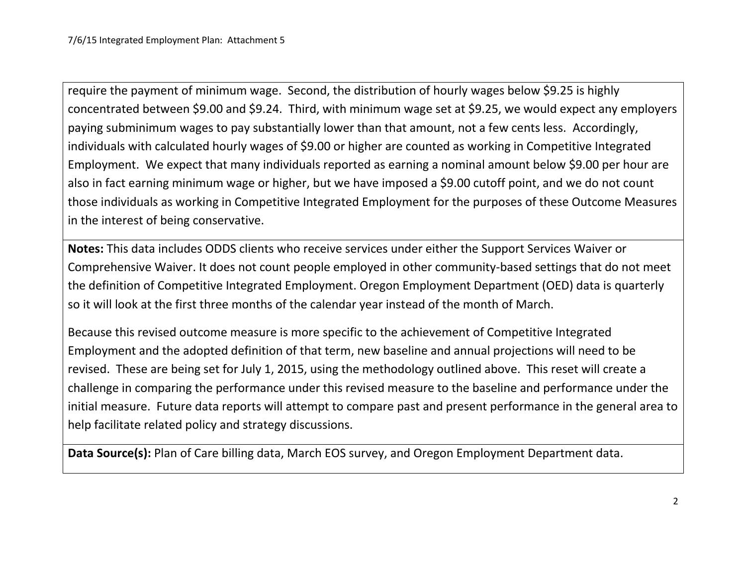require the payment of minimum wage. Second, the distribution of hourly wages below $9.25 is highly concentrated between $9.00 and $9.24. Third, with minimum wage set at $9.25, we would expect any employers paying subminimum wages to pay substantially lower than that amount, not a few cents less. Accordingly, individuals with calculated hourly wages of $9.00 or higher are counted as working in Competitive Integrated Employment. We expect that many individuals reported as earning a nominal amount below $9.00 per hour are also in fact earning minimum wage or higher, but we have imposed a $9.00 cutoff point, and we do not count those individuals as working in Competitive Integrated Employment for the purposes of these Outcome Measures in the interest of being conservative.

**Notes:** This data includes ODDS clients who receive services under either the Support Services Waiver or Comprehensive Waiver. It does not count people employed in other community-based settings that do not meet the definition of Competitive Integrated Employment. Oregon Employment Department (OED) data is quarterly so it will look at the first three months of the calendar year instead of the month of March.

Because this revised outcome measure is more specific to the achievement of Competitive Integrated Employment and the adopted definition of that term, new baseline and annual projections will need to be revised. These are being set for July 1, 2015, using the methodology outlined above. This reset will create a challenge in comparing the performance under this revised measure to the baseline and performance under the initial measure. Future data reports will attempt to compare past and present performance in the general area to help facilitate related policy and strategy discussions.

**Data Source(s):** Plan of Care billing data, March EOS survey, and Oregon Employment Department data.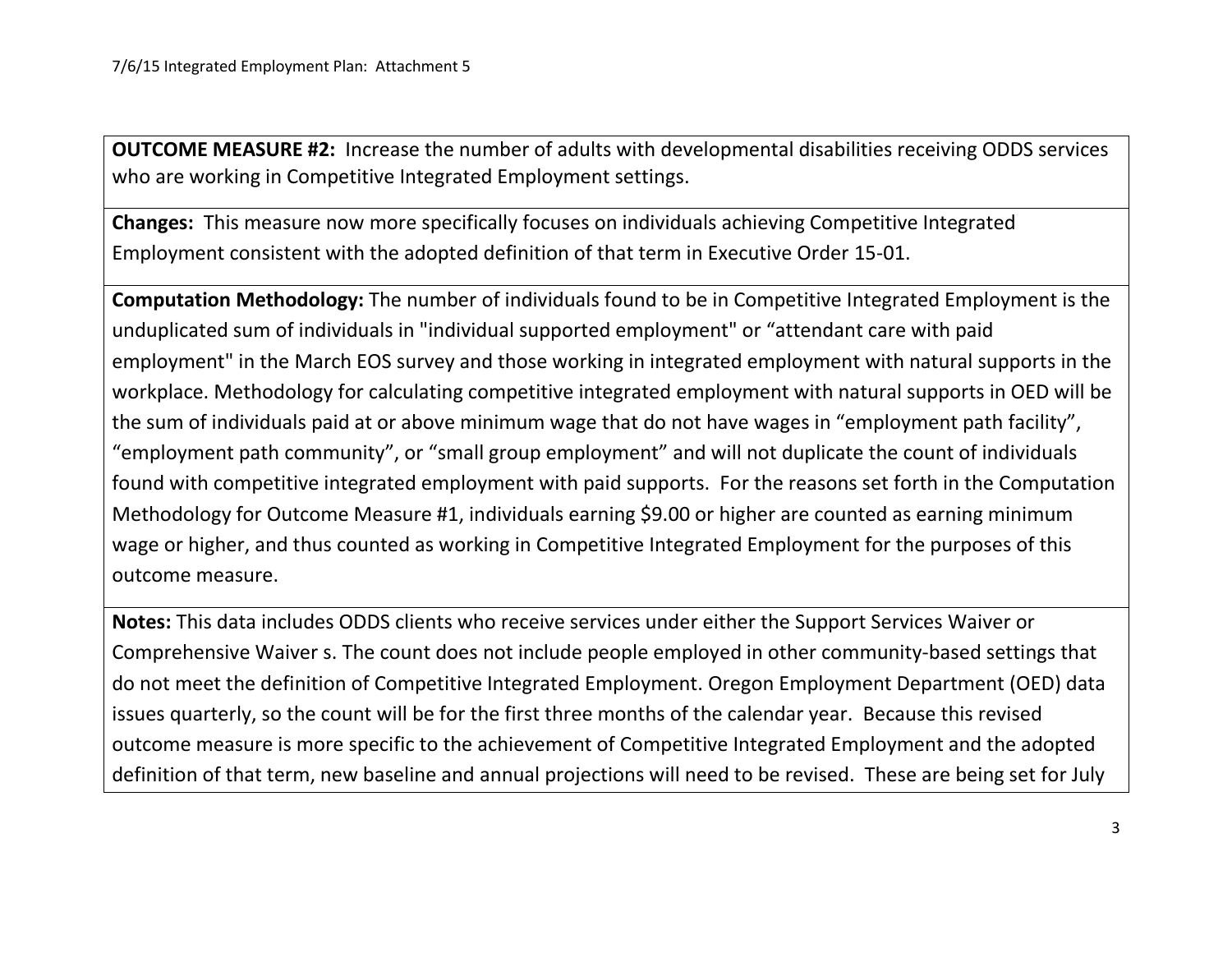**OUTCOME MEASURE #2:** Increase the number of adults with developmental disabilities receiving ODDS services who are working in Competitive Integrated Employment settings.

**Changes:** This measure now more specifically focuses on individuals achieving Competitive Integrated Employment consistent with the adopted definition of that term in Executive Order 15-01.

**Computation Methodology:** The number of individuals found to be in Competitive Integrated Employment is the unduplicated sum of individuals in "individual supported employment" or "attendant care with paid employment" in the March EOS survey and those working in integrated employment with natural supports in the workplace. Methodology for calculating competitive integrated employment with natural supports in OED will be the sum of individuals paid at or above minimum wage that do not have wages in "employment path facility", "employment path community", or "small group employment" and will not duplicate the count of individuals found with competitive integrated employment with paid supports. For the reasons set forth in the Computation Methodology for Outcome Measure #1, individuals earning $9.00 or higher are counted as earning minimum wage or higher, and thus counted as working in Competitive Integrated Employment for the purposes of this outcome measure.

**Notes:** This data includes ODDS clients who receive services under either the Support Services Waiver or Comprehensive Waiver s. The count does not include people employed in other community-based settings that do not meet the definition of Competitive Integrated Employment. Oregon Employment Department (OED) data issues quarterly, so the count will be for the first three months of the calendar year. Because this revised outcome measure is more specific to the achievement of Competitive Integrated Employment and the adopted definition of that term, new baseline and annual projections will need to be revised. These are being set for July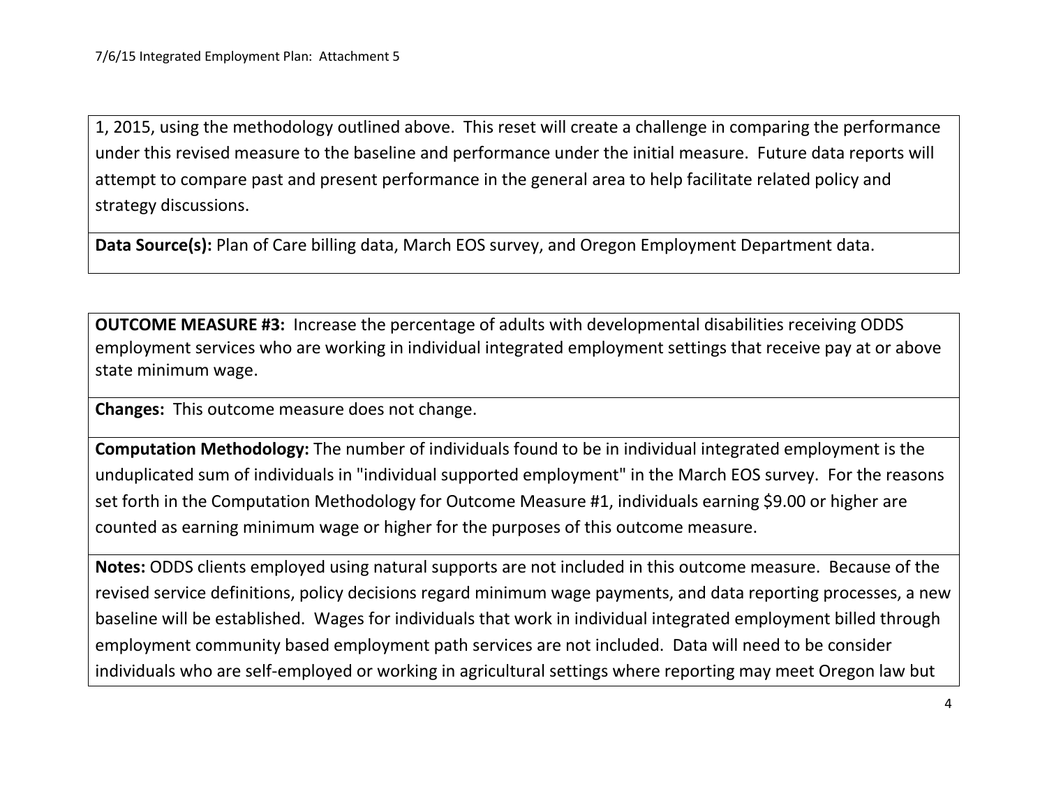1, 2015, using the methodology outlined above. This reset will create a challenge in comparing the performance under this revised measure to the baseline and performance under the initial measure. Future data reports will attempt to compare past and present performance in the general area to help facilitate related policy and strategy discussions.

**Data Source(s):** Plan of Care billing data, March EOS survey, and Oregon Employment Department data.

**OUTCOME MEASURE #3:** Increase the percentage of adults with developmental disabilities receiving ODDS employment services who are working in individual integrated employment settings that receive pay at or above state minimum wage.

**Changes:** This outcome measure does not change.

**Computation Methodology:** The number of individuals found to be in individual integrated employment is the unduplicated sum of individuals in "individual supported employment" in the March EOS survey. For the reasons set forth in the Computation Methodology for Outcome Measure #1, individuals earning $9.00 or higher are counted as earning minimum wage or higher for the purposes of this outcome measure.

**Notes:** ODDS clients employed using natural supports are not included in this outcome measure. Because of the revised service definitions, policy decisions regard minimum wage payments, and data reporting processes, a new baseline will be established. Wages for individuals that work in individual integrated employment billed through employment community based employment path services are not included. Data will need to be consider individuals who are self-employed or working in agricultural settings where reporting may meet Oregon law but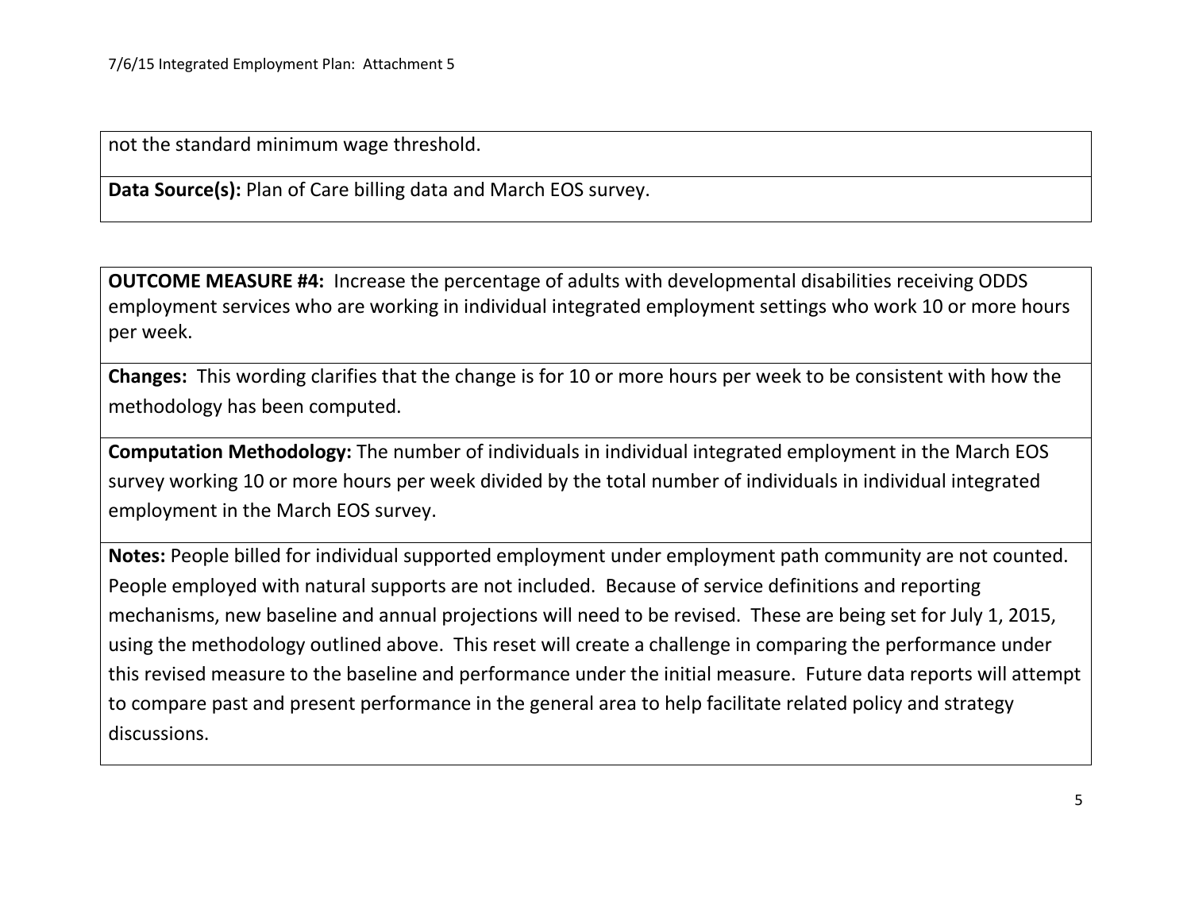not the standard minimum wage threshold.

**Data Source(s):** Plan of Care billing data and March EOS survey.

**OUTCOME MEASURE #4:** Increase the percentage of adults with developmental disabilities receiving ODDS employment services who are working in individual integrated employment settings who work 10 or more hours per week.

**Changes:** This wording clarifies that the change is for 10 or more hours per week to be consistent with how the methodology has been computed.

**Computation Methodology:** The number of individuals in individual integrated employment in the March EOS survey working 10 or more hours per week divided by the total number of individuals in individual integrated employment in the March EOS survey.

**Notes:** People billed for individual supported employment under employment path community are not counted. People employed with natural supports are not included. Because of service definitions and reporting mechanisms, new baseline and annual projections will need to be revised. These are being set for July 1, 2015, using the methodology outlined above. This reset will create a challenge in comparing the performance under this revised measure to the baseline and performance under the initial measure. Future data reports will attempt to compare past and present performance in the general area to help facilitate related policy and strategy discussions.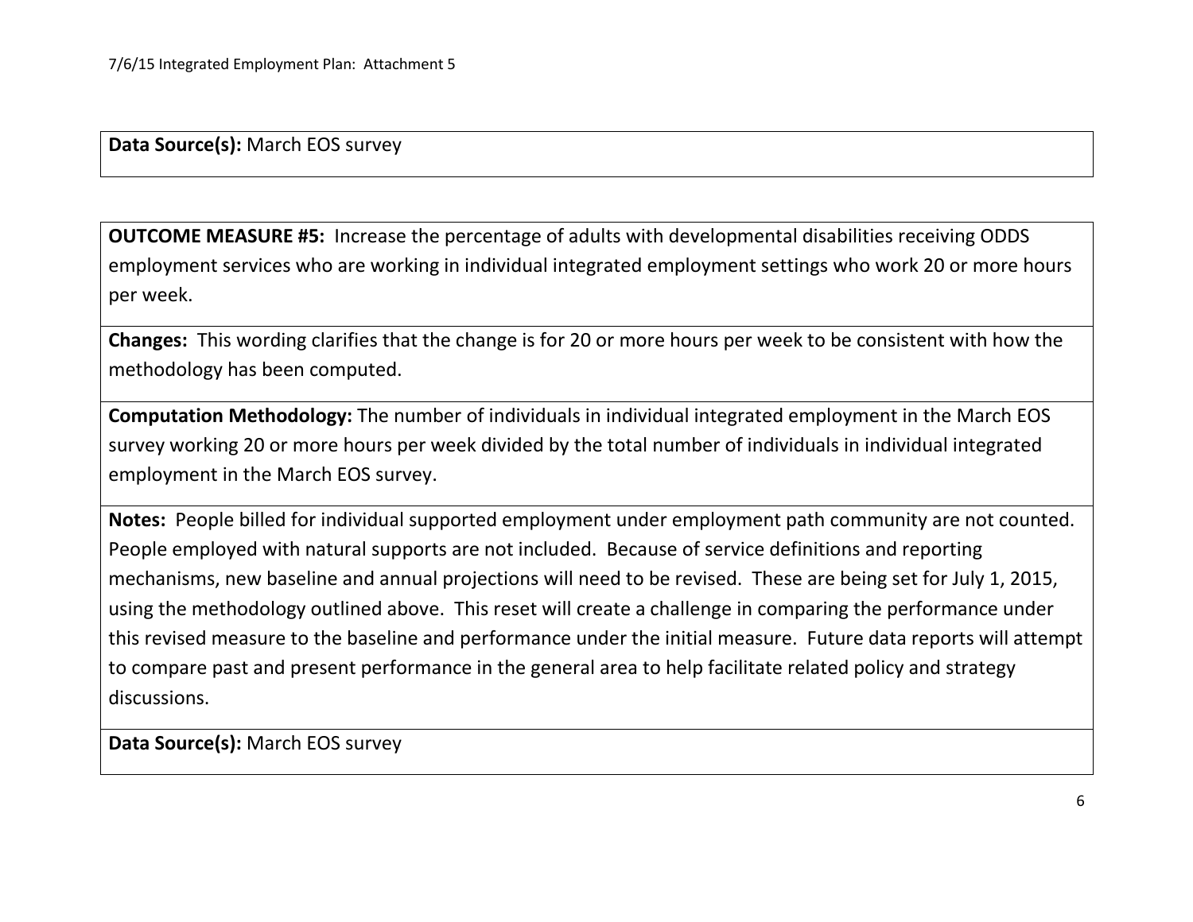**Data Source(s):** March EOS survey

**OUTCOME MEASURE #5:** Increase the percentage of adults with developmental disabilities receiving ODDS employment services who are working in individual integrated employment settings who work 20 or more hours per week.

**Changes:** This wording clarifies that the change is for 20 or more hours per week to be consistent with how the methodology has been computed.

**Computation Methodology:** The number of individuals in individual integrated employment in the March EOS survey working 20 or more hours per week divided by the total number of individuals in individual integrated employment in the March EOS survey.

**Notes:** People billed for individual supported employment under employment path community are not counted. People employed with natural supports are not included. Because of service definitions and reporting mechanisms, new baseline and annual projections will need to be revised. These are being set for July 1, 2015, using the methodology outlined above. This reset will create a challenge in comparing the performance under this revised measure to the baseline and performance under the initial measure. Future data reports will attempt to compare past and present performance in the general area to help facilitate related policy and strategy discussions.

**Data Source(s):** March EOS survey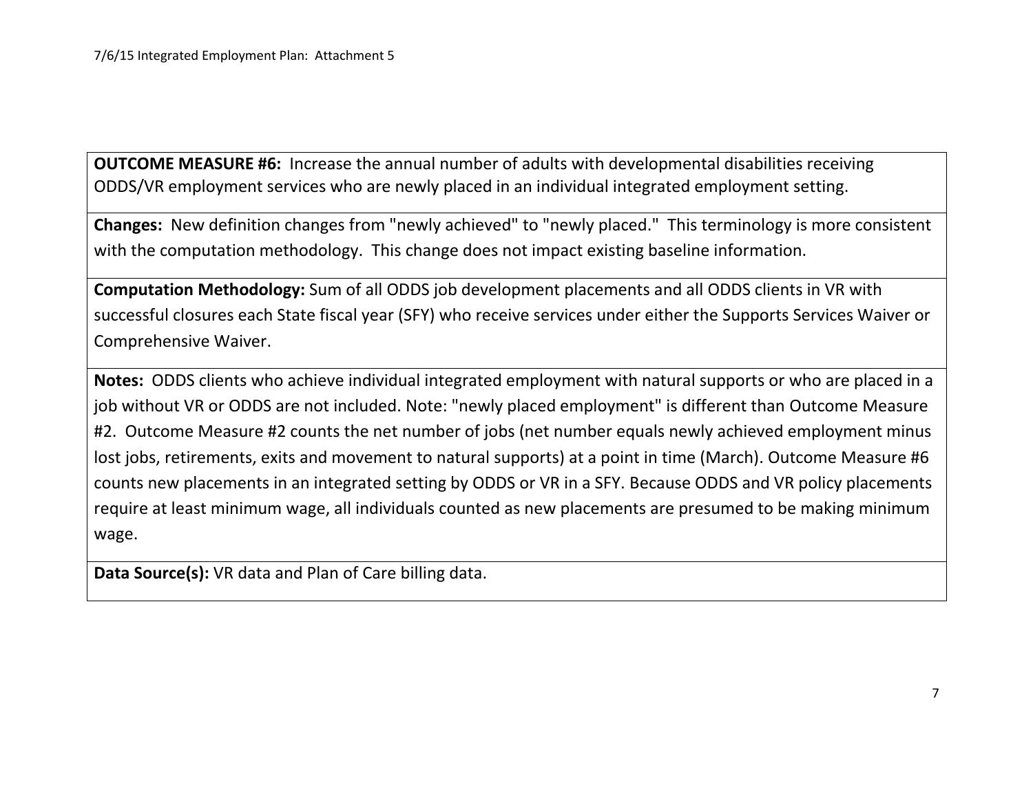**OUTCOME MEASURE #6:** Increase the annual number of adults with developmental disabilities receiving ODDS/VR employment services who are newly placed in an individual integrated employment setting.

**Changes:** New definition changes from "newly achieved" to "newly placed." This terminology is more consistent with the computation methodology. This change does not impact existing baseline information.

**Computation Methodology:** Sum of all ODDS job development placements and all ODDS clients in VR with successful closures each State fiscal year (SFY) who receive services under either the Supports Services Waiver or Comprehensive Waiver.

**Notes:** ODDS clients who achieve individual integrated employment with natural supports or who are placed in a job without VR or ODDS are not included. Note: "newly placed employment" is different than Outcome Measure #2. Outcome Measure #2 counts the net number of jobs (net number equals newly achieved employment minus lost jobs, retirements, exits and movement to natural supports) at a point in time (March). Outcome Measure #6 counts new placements in an integrated setting by ODDS or VR in a SFY. Because ODDS and VR policy placements require at least minimum wage, all individuals counted as new placements are presumed to be making minimum wage.

**Data Source(s):** VR data and Plan of Care billing data.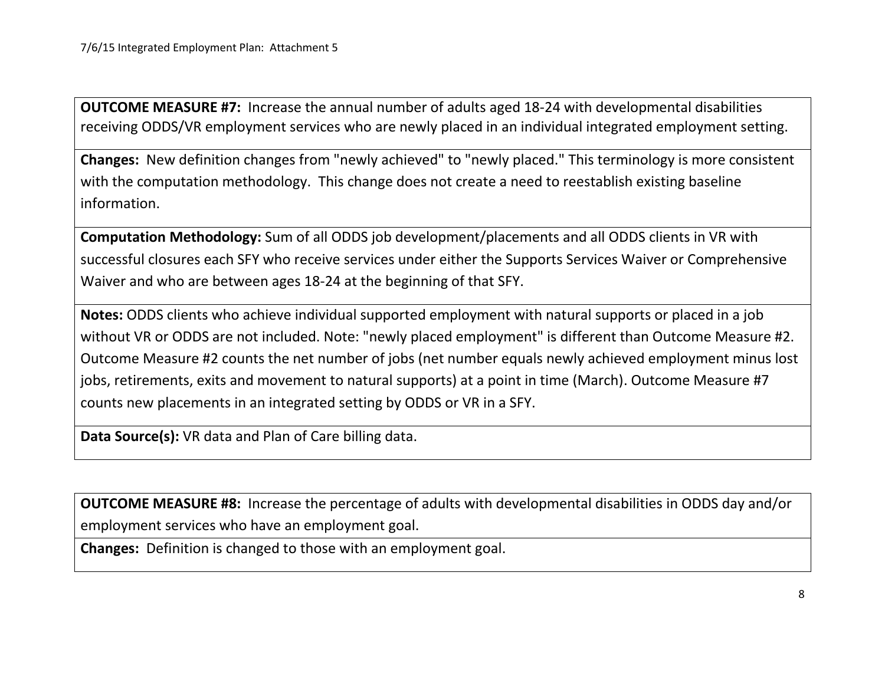**OUTCOME MEASURE #7:** Increase the annual number of adults aged 18-24 with developmental disabilities receiving ODDS/VR employment services who are newly placed in an individual integrated employment setting.

**Changes:** New definition changes from "newly achieved" to "newly placed." This terminology is more consistent with the computation methodology. This change does not create a need to reestablish existing baseline information.

**Computation Methodology:** Sum of all ODDS job development/placements and all ODDS clients in VR with successful closures each SFY who receive services under either the Supports Services Waiver or Comprehensive Waiver and who are between ages 18-24 at the beginning of that SFY.

**Notes:** ODDS clients who achieve individual supported employment with natural supports or placed in a job without VR or ODDS are not included. Note: "newly placed employment" is different than Outcome Measure #2. Outcome Measure #2 counts the net number of jobs (net number equals newly achieved employment minus lost jobs, retirements, exits and movement to natural supports) at a point in time (March). Outcome Measure #7 counts new placements in an integrated setting by ODDS or VR in a SFY.

**Data Source(s):** VR data and Plan of Care billing data.

**OUTCOME MEASURE #8:** Increase the percentage of adults with developmental disabilities in ODDS day and/or employment services who have an employment goal.

**Changes:** Definition is changed to those with an employment goal.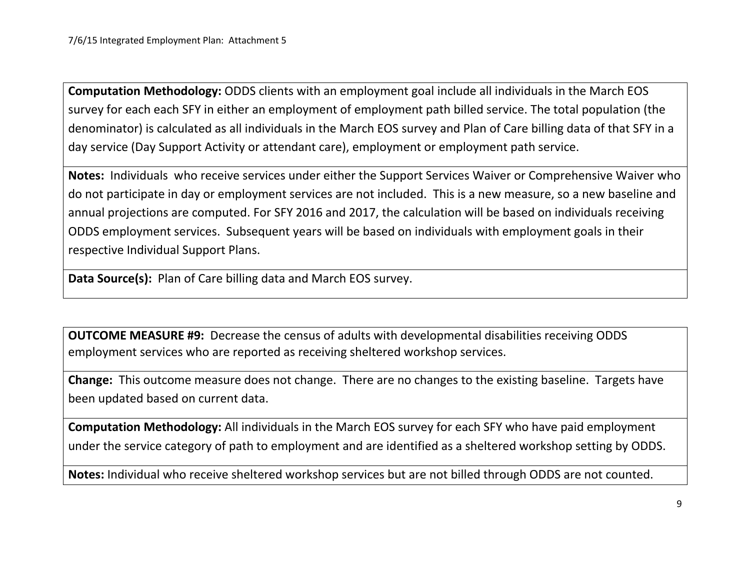**Computation Methodology:** ODDS clients with an employment goal include all individuals in the March EOS survey for each each SFY in either an employment of employment path billed service. The total population (the denominator) is calculated as all individuals in the March EOS survey and Plan of Care billing data of that SFY in a day service (Day Support Activity or attendant care), employment or employment path service.

**Notes:** Individuals who receive services under either the Support Services Waiver or Comprehensive Waiver who do not participate in day or employment services are not included. This is a new measure, so a new baseline and annual projections are computed. For SFY 2016 and 2017, the calculation will be based on individuals receiving ODDS employment services. Subsequent years will be based on individuals with employment goals in their respective Individual Support Plans.

**Data Source(s):** Plan of Care billing data and March EOS survey.

**OUTCOME MEASURE #9:** Decrease the census of adults with developmental disabilities receiving ODDS employment services who are reported as receiving sheltered workshop services.

**Change:** This outcome measure does not change. There are no changes to the existing baseline. Targets have been updated based on current data.

**Computation Methodology:** All individuals in the March EOS survey for each SFY who have paid employment under the service category of path to employment and are identified as a sheltered workshop setting by ODDS.

**Notes:** Individual who receive sheltered workshop services but are not billed through ODDS are not counted.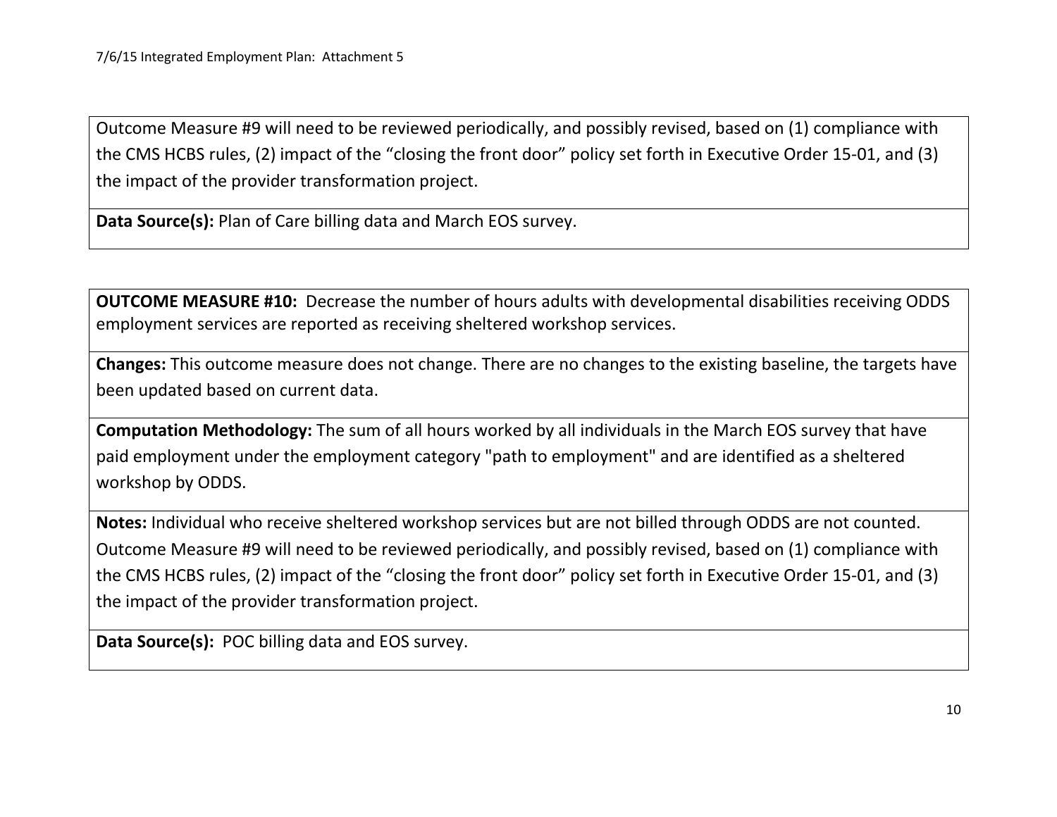Outcome Measure #9 will need to be reviewed periodically, and possibly revised, based on (1) compliance with the CMS HCBS rules, (2) impact of the “closing the front door” policy set forth in Executive Order 15-01, and (3) the impact of the provider transformation project.

**Data Source(s):** Plan of Care billing data and March EOS survey.

**OUTCOME MEASURE #10:** Decrease the number of hours adults with developmental disabilities receiving ODDS employment services are reported as receiving sheltered workshop services.

**Changes:** This outcome measure does not change. There are no changes to the existing baseline, the targets have been updated based on current data.

**Computation Methodology:** The sum of all hours worked by all individuals in the March EOS survey that have paid employment under the employment category "path to employment" and are identified as a sheltered workshop by ODDS.

**Notes:** Individual who receive sheltered workshop services but are not billed through ODDS are not counted. Outcome Measure #9 will need to be reviewed periodically, and possibly revised, based on (1) compliance with the CMS HCBS rules, (2) impact of the “closing the front door” policy set forth in Executive Order 15-01, and (3) the impact of the provider transformation project.

**Data Source(s):** POC billing data and EOS survey.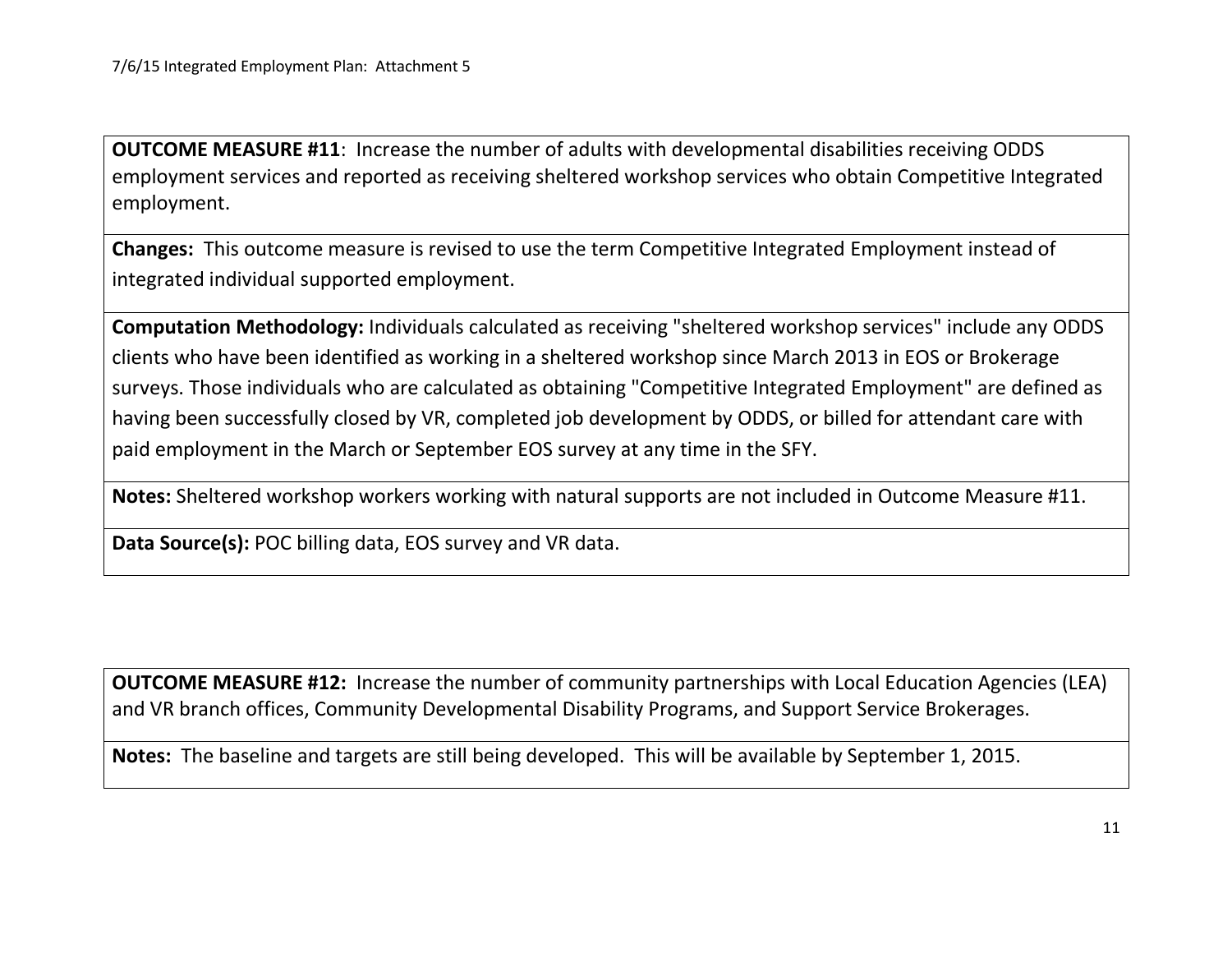**OUTCOME MEASURE #11**: Increase the number of adults with developmental disabilities receiving ODDS employment services and reported as receiving sheltered workshop services who obtain Competitive Integrated employment.

**Changes:** This outcome measure is revised to use the term Competitive Integrated Employment instead of integrated individual supported employment.

**Computation Methodology:** Individuals calculated as receiving "sheltered workshop services" include any ODDS clients who have been identified as working in a sheltered workshop since March 2013 in EOS or Brokerage surveys. Those individuals who are calculated as obtaining "Competitive Integrated Employment" are defined as having been successfully closed by VR, completed job development by ODDS, or billed for attendant care with paid employment in the March or September EOS survey at any time in the SFY.

**Notes:** Sheltered workshop workers working with natural supports are not included in Outcome Measure #11.

**Data Source(s):** POC billing data, EOS survey and VR data.

**OUTCOME MEASURE #12:** Increase the number of community partnerships with Local Education Agencies (LEA) and VR branch offices, Community Developmental Disability Programs, and Support Service Brokerages.

**Notes:** The baseline and targets are still being developed. This will be available by September 1, 2015.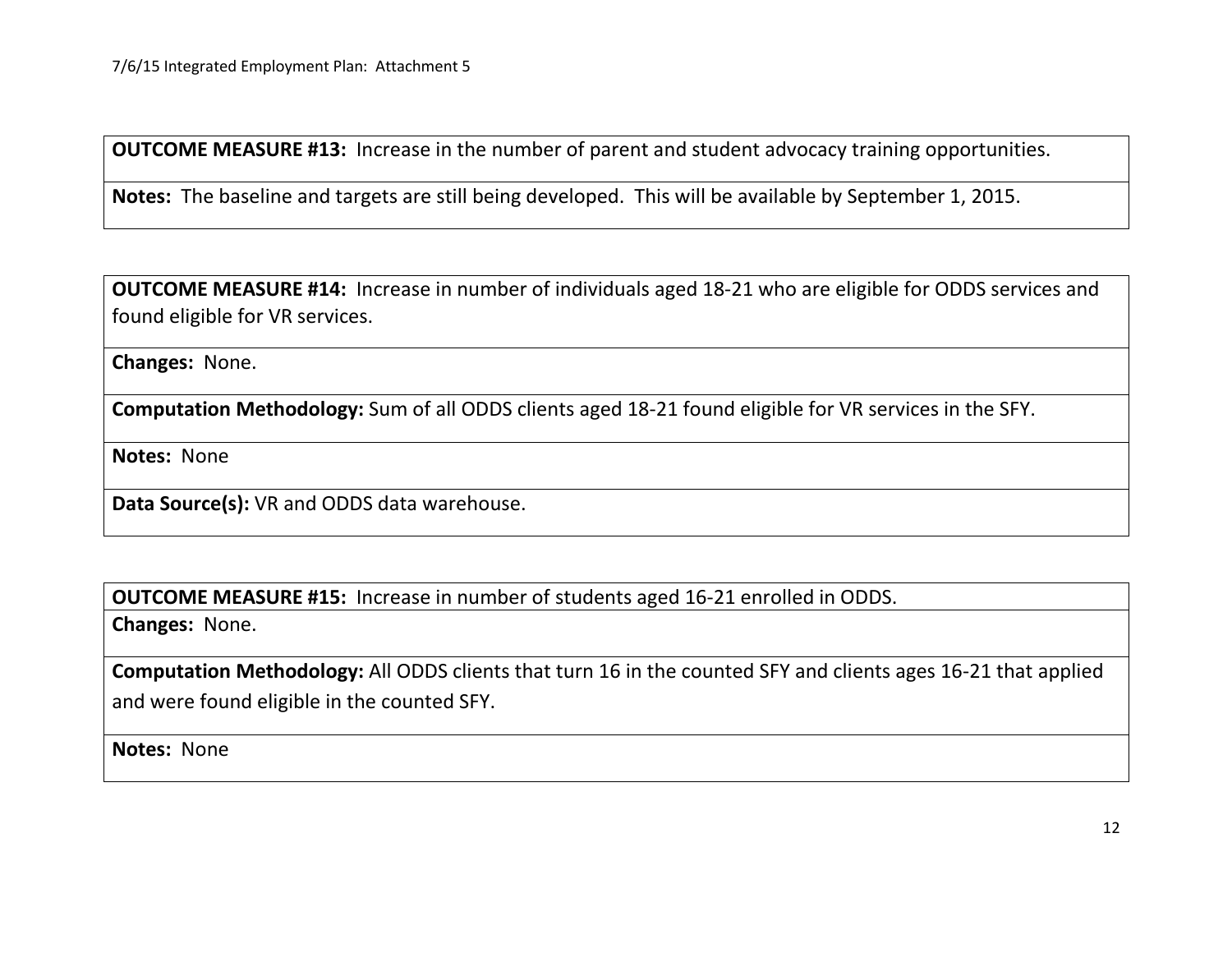**OUTCOME MEASURE #13:** Increase in the number of parent and student advocacy training opportunities.

**Notes:** The baseline and targets are still being developed. This will be available by September 1, 2015.

**OUTCOME MEASURE #14:** Increase in number of individuals aged 18-21 who are eligible for ODDS services and found eligible for VR services.

**Changes:** None.

**Computation Methodology:** Sum of all ODDS clients aged 18-21 found eligible for VR services in the SFY.

**Notes:** None

**Data Source(s):** VR and ODDS data warehouse.

**OUTCOME MEASURE #15:** Increase in number of students aged 16-21 enrolled in ODDS.

**Changes:** None.

**Computation Methodology:** All ODDS clients that turn 16 in the counted SFY and clients ages 16-21 that applied and were found eligible in the counted SFY.

**Notes:** None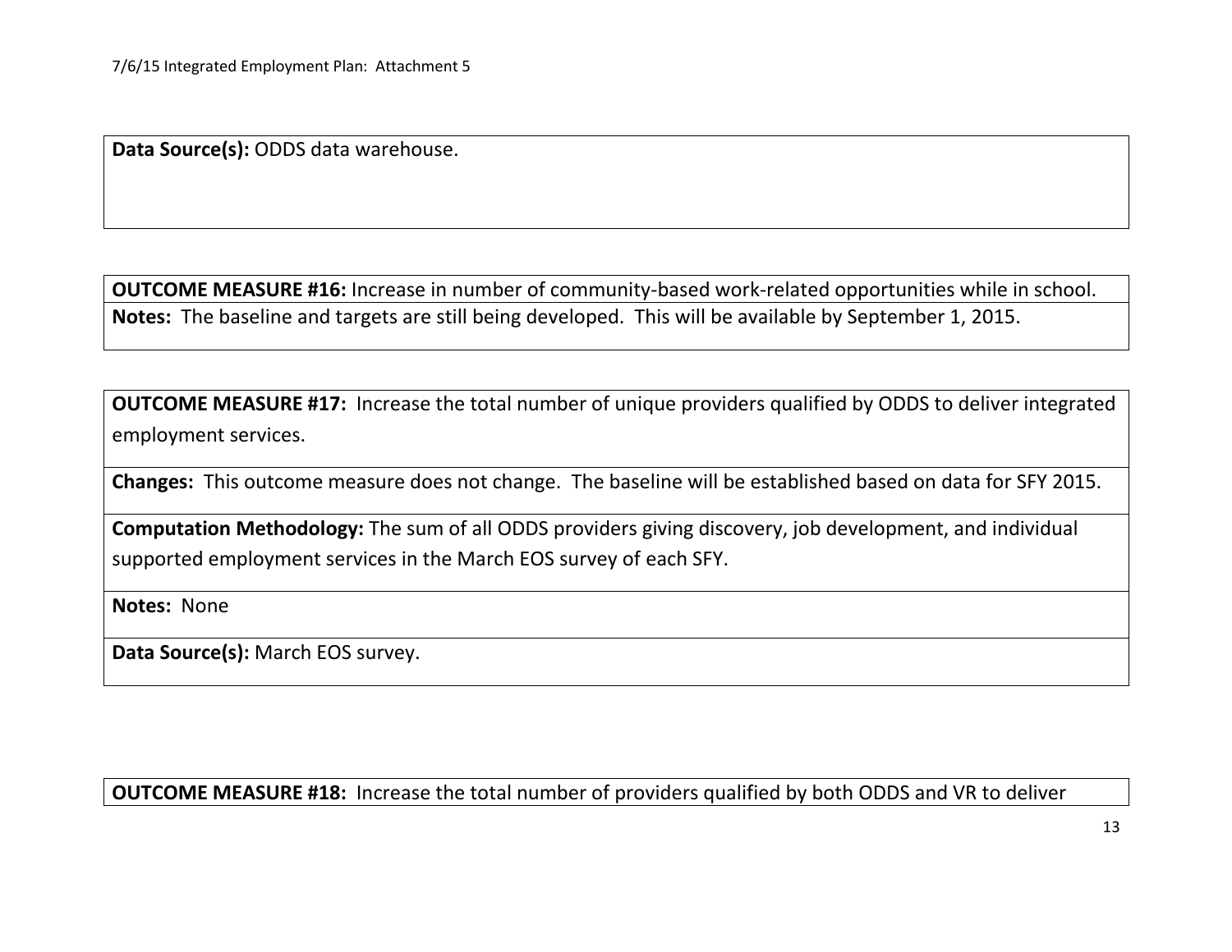**Data Source(s):** ODDS data warehouse.

**OUTCOME MEASURE #16:** Increase in number of community-based work-related opportunities while in school.

**Notes:** The baseline and targets are still being developed. This will be available by September 1, 2015.

**OUTCOME MEASURE #17:** Increase the total number of unique providers qualified by ODDS to deliver integrated employment services.

**Changes:** This outcome measure does not change. The baseline will be established based on data for SFY 2015.

**Computation Methodology:** The sum of all ODDS providers giving discovery, job development, and individual supported employment services in the March EOS survey of each SFY.

**Notes:** None

**Data Source(s):** March EOS survey.

**OUTCOME MEASURE #18:** Increase the total number of providers qualified by both ODDS and VR to deliver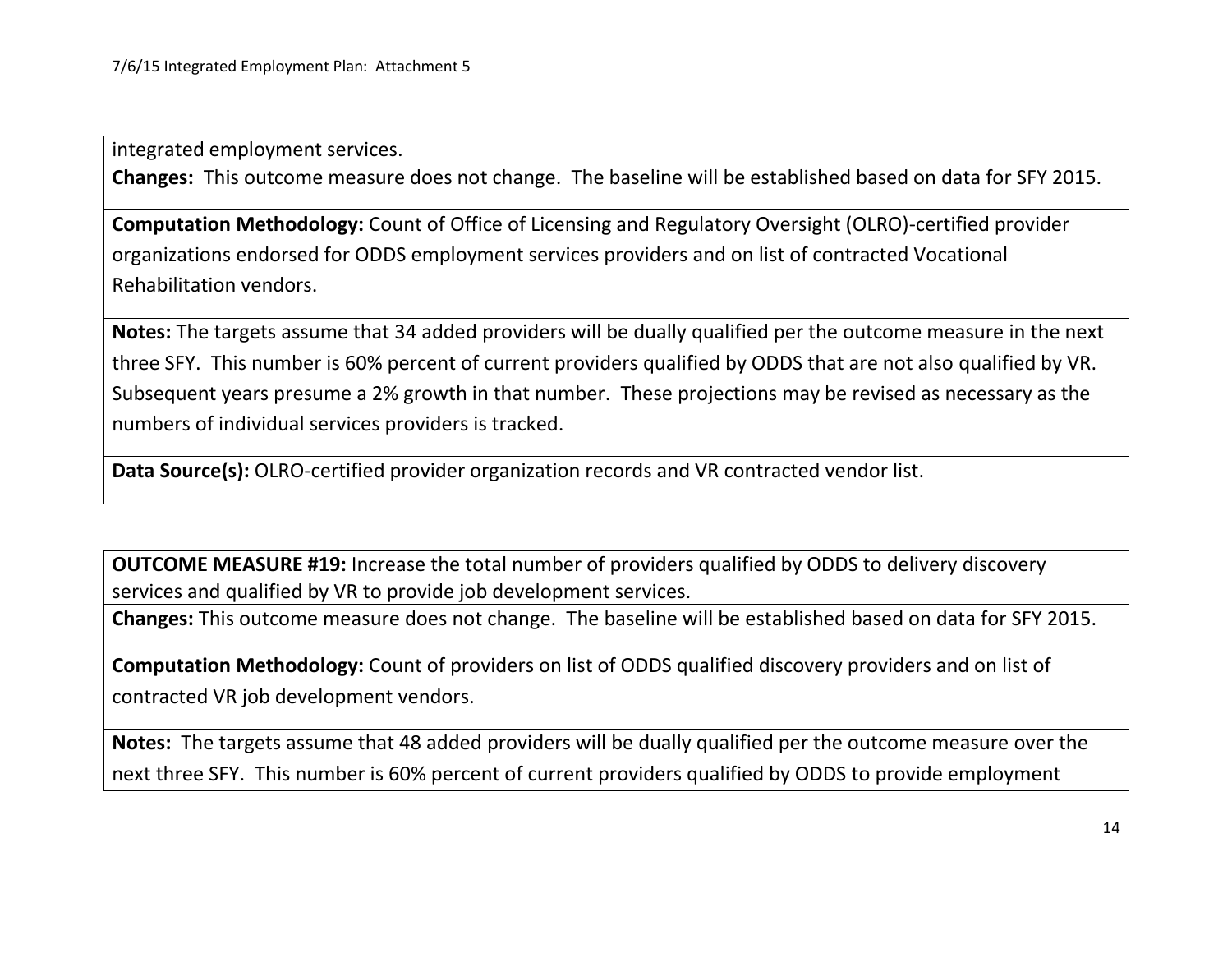integrated employment services.

**Changes:** This outcome measure does not change. The baseline will be established based on data for SFY 2015.

**Computation Methodology:** Count of Office of Licensing and Regulatory Oversight (OLRO)-certified provider organizations endorsed for ODDS employment services providers and on list of contracted Vocational Rehabilitation vendors.

**Notes:** The targets assume that 34 added providers will be dually qualified per the outcome measure in the next three SFY. This number is 60% percent of current providers qualified by ODDS that are not also qualified by VR. Subsequent years presume a 2% growth in that number. These projections may be revised as necessary as the numbers of individual services providers is tracked.

**Data Source(s):** OLRO-certified provider organization records and VR contracted vendor list.

**OUTCOME MEASURE #19:** Increase the total number of providers qualified by ODDS to delivery discovery services and qualified by VR to provide job development services.

**Changes:** This outcome measure does not change. The baseline will be established based on data for SFY 2015.

**Computation Methodology:** Count of providers on list of ODDS qualified discovery providers and on list of contracted VR job development vendors.

**Notes:** The targets assume that 48 added providers will be dually qualified per the outcome measure over the next three SFY. This number is 60% percent of current providers qualified by ODDS to provide employment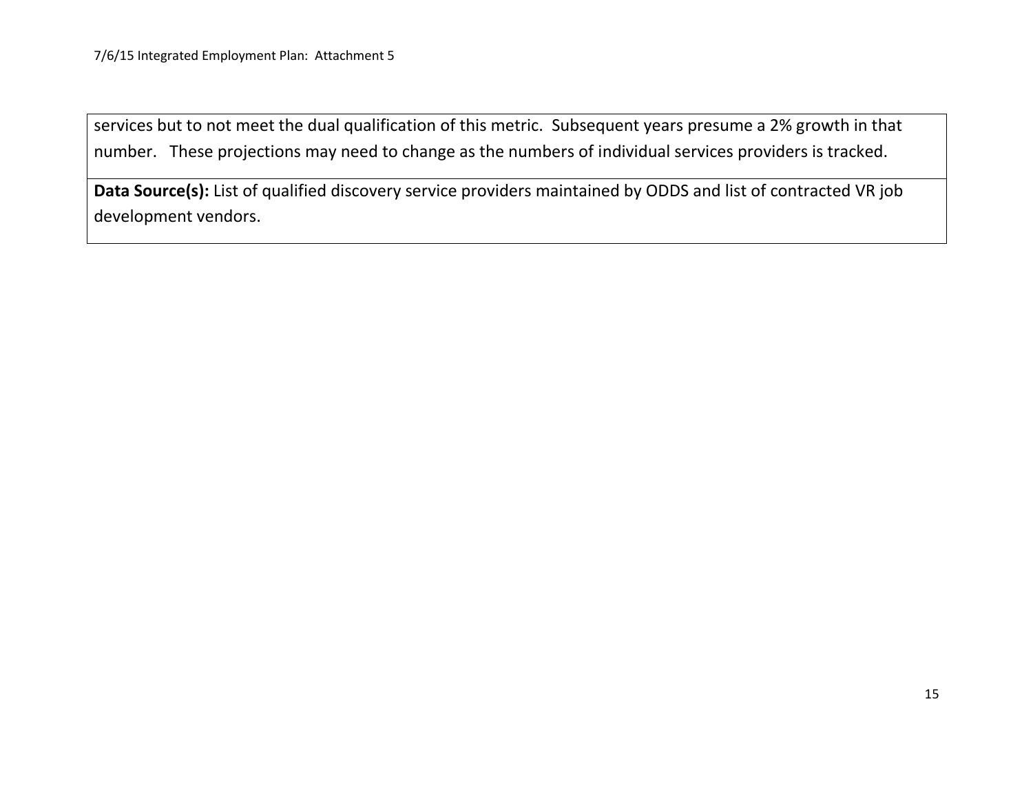| |
|---|
| services but to not meet the dual qualification of this metric. Subsequent years presume a 2% growth in that number. These projections may need to change as the numbers of individual services providers is tracked. |
| **Data Source(s):** List of qualified discovery service providers maintained by ODDS and list of contracted VR job development vendors. |